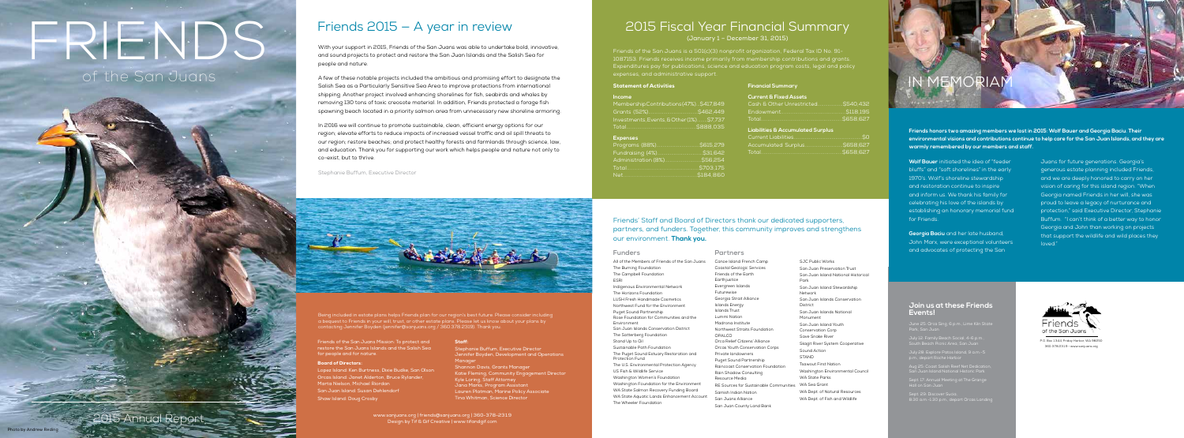# FRIENDS of the San Juans

2015 Annual Report

Photo by Andrew Reding

## Friends 2015 – A year in review

With your support in 2015, Friends of the San Juans was able to undertake bold, innovative, and sound projects to protect and restore the San Juan Islands and the Salish Sea for people and nature.

A few of these notable projects included the ambitious and promising effort to designate the Salish Sea as a Particularly Sensitive Sea Area to improve protections from international shipping. Another project involved enhancing shorelines for fish, seabirds and whales by removing 130 tons of toxic creosote material. In addition, Friends protected a forage fish spawning beach located in a priority salmon area from unnecessary new shoreline armoring.

In 2016 we will continue to promote sustainable, clean, efficient energy options for our region; elevate efforts to reduce impacts of increased vessel traffic and oil spill threats to our region; restore beaches; and protect healthy forests and farmlands through science, law, and education. Thank you for supporting our work which helps people and nature not only to co-exist, but to thrive.

Stephanie Buffum, Executive Director

Being included in estate plans helps Friends plan for our region's best future. Please consider including a bequest to Friends in your will, trust, or other estate plans. Please let us know about your plans by contacting Jennifer Boyden (jennifer@sanjuans.org / 360.378.2319). Thank you.

Friends of the San Juans Mission: To protect and restore the San Juans Islands and the Salish Sea for people and for nature.

**Board of Directors:**
Lopez Island: Ken Burtness, Dixie Budke, Son Olson
Orcas Island: Janet Alderton, Bruce Rylander, Marta Nielson, Michael Riordan
San Juan Island: Susan Dehlendorf
Shaw Island: Doug Crosby

**Staff:**
Stephanie Buffum, Executive Director
Jennifer Boyden, Development and Operations Manager
Shannon Davis, Grants Manager
Katie Fleming, Community Engagement Director
Kyle Loring, Staff Attorney
Jana Marks, Program Assistant
Lauren Platman, Marine Policy Associate
Tina Whitman, Science Director

www.sanjuans.org | friends@sanjuans.org | 360-378-2319
Design by Tif & Gif Creative | www.tifandgif.com

## 2015 Fiscal Year Financial Summary
(January 1 – December 31, 2015)

Friends of the San Juans is a 501(c)(3) nonprofit organization, Federal Tax ID No. 91-1087153. Friends receives income primarily from membership contributions and grants. Expenditures pay for publications, science and education program costs, legal and policy expenses, and administrative support.

### Statement of Activities

**Income**

| | |
|---|---|
| Membership Contributions (47%) | $417,849 |
| Grants (52%) | $462,449 |
| Investments, Events, & Other (1%) | $7,737 |
| Total | $888,035 |

**Expenses**

| | |
|---|---|
| Programs (88%) | $615,279 |
| Fundraising (4%) | $31,642 |
| Administration (8%) | $56,254 |
| Total | $703,175 |
| Net | $184,860 |

### Financial Summary

**Current & Fixed Assets**

| | |
|---|---|
| Cash & Other Unrestricted | $540,432 |
| Endowment | $118,195 |
| Total | $658,627 |

**Liabilities & Accumulated Surplus**

| | |
|---|---|
| Current Liabilities | $0 |
| Accumulated Surplus | $658,627 |
| Total | $658,627 |

Friends' Staff and Board of Directors thank our dedicated supporters, partners, and funders. Together, this community improves and strengthens our environment. **Thank you.**

### Funders

All of the Members of Friends of the San Juans
The Bullitt Foundation
The Campbell Foundation
ESRI
Indigenous Environmental Network
The Horizons Foundation
LUSH Fresh Handmade Cosmetics
Northwest Fund for the Environment
Puget Sound Partnership
Rose Foundation for Communities and the Environment
San Juan Islands Conservation District
The Satterberg Foundation
Stand Up to Oil
Sustainable Path Foundation
The Puget Sound Estuary Restoration and Protection Fund
The U.S. Environmental Protection Agency
US Fish & Wildlife Service
Washington Women's Foundation
Washington Foundation for the Environment
WA State Salmon Recovery Funding Board
WA State Aquatic Lands Enhancement Account
The Wheeler Foundation

### Partners

Canoe Island French Camp
Coastal Geologic Services
Friends of the Earth
Earthjustice
Evergreen Islands
Futurewise
Georgia Strait Alliance
Islands Energy
Islands Trust
Lummi Nation
Madrona Institute
Northwest Straits Foundation
OPALCO
Orca Relief Citizens' Alliance
Orcas Youth Conservation Corps
Private landowners
Puget Sound Partnership
Raincoast Conservation Foundation
Rain Shadow Consulting
Resource Media
RE Sources for Sustainable Communities
Samish Indian Nation
San Juans Alliance
San Juan County Land Bank
SJC Public Works
San Juan Preservation Trust
San Juan Island National Historical Park
San Juan Island Stewardship Network
San Juan Islands Conservation District
San Juan Islands National Monument
San Juan Island Youth Conservation Corp
Save Snake River
Skagit River System Cooperative
Sound Action
STAND
Tsawout First Nation
Washington Environmental Council
WA State Parks
WA Sea Grant
WA Dept. of Natural Resources
WA Dept. of Fish and Wildlife

## IN MEMORIAM

**Friends honors two amazing members we lost in 2015: Wolf Bauer and Georgia Baciu. Their environmental visions and contributions continue to help care for the San Juan Islands, and they are warmly remembered by our members and staff.**

**Wolf Bauer** initiated the idea of "feeder bluffs" and "soft shorelines" in the early 1970's. Wolf's shoreline stewardship and restoration continue to inspire and inform us. We thank his family for celebrating his love of the islands by establishing an honorary memorial fund for Friends.

**Georgia Baciu** and her late husband, John Marx, were exceptional volunteers and advocates of protecting the San Juans for future generations. Georgia's generous estate planning included Friends, and we are deeply honored to carry on her vision of caring for this island region. "When Georgia named Friends in her will, she was proud to leave a legacy of nurturance and protection," said Executive Director, Stephanie Buffum. "I can't think of a better way to honor Georgia and John than working on projects that support the wildlife and wild places they loved."

### Join us at these Friends Events!

June 25: Orca Sing, 6 p.m., Lime Kiln State Park, San Juan

July 12: Family Beach Social, 4-6 p.m., South Beach Picnic Area, San Juan

July 26: Explore Patos Island, 9 a.m.-5 p.m., depart Roche Harbor

Aug 25: Cattle Point Reef Net Dedication, San Juan Island National Historic Park

Sept 17: Annual Meeting at The Grange Hall on San Juan

Sept 29: Discover Sucia, 8:30 a.m.-1:30 p.m., depart Orcas Landing

Friends of the San Juans
P.O. Box 1344, Friday Harbor, WA 98250
360.378.2319 • www.sanjuans.org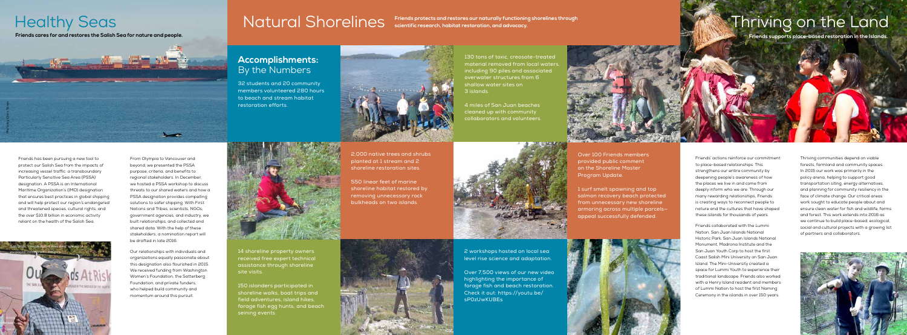# Healthy Seas

**Friends cares for and restores the Salish Sea for nature and people.**

Friends has been pursuing a new tool to protect our Salish Sea from the impacts of increasing vessel traffic: a transboundary Particularly Sensitive Sea Area (PSSA) designation. A PSSA is an International Maritime Organization's (IMO) designation that ensures best practices in global shipping and will help protect our region's endangered and threatened species, cultural rights, and the over $10.8 billion in economic activity reliant on the health of the Salish Sea.

From Olympia to Vancouver and beyond, we presented the PSSA purpose, criteria, and benefits to regional stakeholders. In December, we hosted a PSSA workshop to discuss threats to our shared waters and how a PSSA designation provides compelling solutions to safer shipping. With First Nations and Tribes, scientists, NGOs, government agencies, and industry, we built relationships, and collected and shared data. With the help of these stakeholders, a nomination report will be drafted in late 2016.

Our relationships with individuals and organizations equally passionate about this designation also flourished in 2015. We received funding from Washington Women's Foundation, the Satterberg Foundation, and private funders, who helped build community and momentum around this pursuit.

# Natural Shorelines

**Friends protects and restores our naturally functioning shorelines through scientific research, habitat restoration, and advocacy.**

## Accomplishments: By the Numbers

32 students and 20 community members volunteered 280 hours to beach and stream habitat restoration efforts.

130 tons of toxic, creosote-treated material removed from local waters, including 90 piles and associated overwater structures from 6 shallow water sites on 3 islands.

4 miles of San Juan beaches cleaned up with community collaborators and volunteers.

2,000 native trees and shrubs planted at 1 stream and 2 shoreline restoration sites.

550 linear feet of marine shoreline habitat restored by removing unnecessary rock bulkheads on two islands.

Over 100 Friends members provided public comment on the Shoreline Master Program Update.

1 surf smelt spawning and top salmon recovery beach protected from unnecessary new shoreline armoring across multiple parcels—appeal successfully defended.

14 shoreline property owners received free expert technical assistance through shoreline site visits.

150 islanders participated in shoreline walks, boat trips and field adventures, island hikes, forage fish egg hunts, and beach seining events.

2 workshops hosted on local sea level rise science and adaptation.

Over 7,500 views of our new video highlighting the importance of forage fish and beach restoration. Check it out: https://youtu.be/sP0zUwKUBEs

# Thriving on the Land

**Friends supports place-based restoration in the Islands.**

Friends' actions reinforce our commitment to place-based relationships. This strengthens our entire community by deepening people's awareness of how the places we live in and come from deeply inform who we are. Through our many rewarding relationships, Friends is creating ways to reconnect people to nature and the cultures that have shaped these islands for thousands of years.

Friends collaborated with the Lummi Nation, San Juan Islands National Historic Park, San Juan Islands National Monument, Madrona Institute and the San Juan Youth Corp to host the first Coast Salish Mini University on San Juan Island. The Mini-University created a space for Lummi Youth to experience their traditional landscape. Friends also worked with a Henry Island resident and members of Lummi Nation to host the first Naming Ceremony in the islands in over 150 years.

Thriving communities depend on viable forests, farmland and community spaces. In 2015 our work was primarily in the policy arena, helping to support good transportation siting, energy alternatives, and planning for community resiliency in the face of climate change. Our critical areas work sought to educate people about and ensure clean water for fish and wildlife, farms and forest. This work extends into 2016 as we continue to build place-based, ecological, social and cultural projects with a growing list of partners and collaborators.